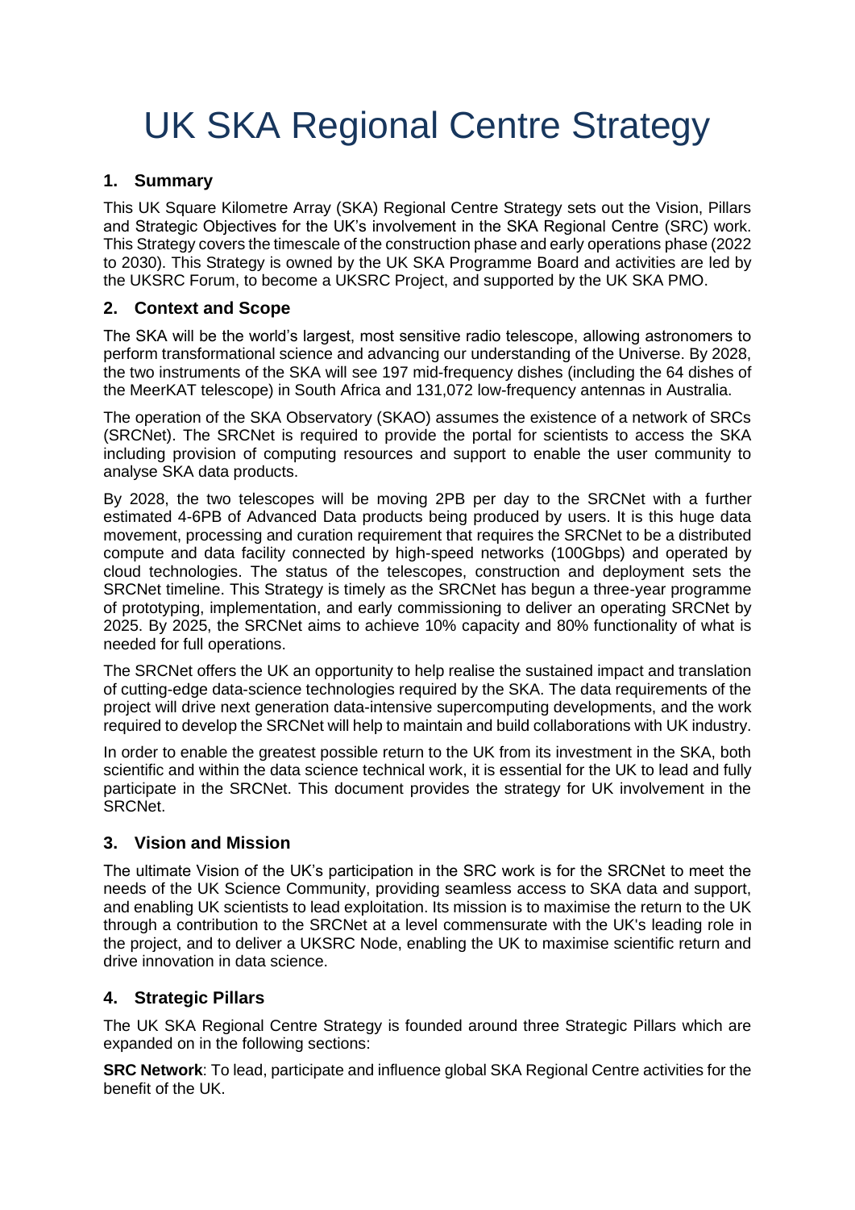# UK SKA Regional Centre Strategy

## 1. Summary

This UK Square Kilometre Array (SKA) Regional Centre Strategy sets out the Vision, Pillars and Strategic Objectives for the UK's involvement in the SKA Regional Centre (SRC) work. This Strategy covers the timescale of the construction phase and early operations phase (2022 to 2030). This Strategy is owned by the UK SKA Programme Board and activities are led by the UKSRC Forum, to become a UKSRC Project, and supported by the UK SKA PMO.

## 2. Context and Scope

The SKA will be the world's largest, most sensitive radio telescope, allowing astronomers to perform transformational science and advancing our understanding of the Universe. By 2028, the two instruments of the SKA will see 197 mid-frequency dishes (including the 64 dishes of the MeerKAT telescope) in South Africa and 131,072 low-frequency antennas in Australia.

The operation of the SKA Observatory (SKAO) assumes the existence of a network of SRCs (SRCNet). The SRCNet is required to provide the portal for scientists to access the SKA including provision of computing resources and support to enable the user community to analyse SKA data products.

By 2028, the two telescopes will be moving 2PB per day to the SRCNet with a further estimated 4-6PB of Advanced Data products being produced by users. It is this huge data movement, processing and curation requirement that requires the SRCNet to be a distributed compute and data facility connected by high-speed networks (100Gbps) and operated by cloud technologies. The status of the telescopes, construction and deployment sets the SRCNet timeline. This Strategy is timely as the SRCNet has begun a three-year programme of prototyping, implementation, and early commissioning to deliver an operating SRCNet by 2025. By 2025, the SRCNet aims to achieve 10% capacity and 80% functionality of what is needed for full operations.

The SRCNet offers the UK an opportunity to help realise the sustained impact and translation of cutting-edge data-science technologies required by the SKA. The data requirements of the project will drive next generation data-intensive supercomputing developments, and the work required to develop the SRCNet will help to maintain and build collaborations with UK industry.

In order to enable the greatest possible return to the UK from its investment in the SKA, both scientific and within the data science technical work, it is essential for the UK to lead and fully participate in the SRCNet. This document provides the strategy for UK involvement in the SRCNet.

## 3. Vision and Mission

The ultimate Vision of the UK's participation in the SRC work is for the SRCNet to meet the needs of the UK Science Community, providing seamless access to SKA data and support, and enabling UK scientists to lead exploitation. Its mission is to maximise the return to the UK through a contribution to the SRCNet at a level commensurate with the UK's leading role in the project, and to deliver a UKSRC Node, enabling the UK to maximise scientific return and drive innovation in data science.

## 4. Strategic Pillars

The UK SKA Regional Centre Strategy is founded around three Strategic Pillars which are expanded on in the following sections:

**SRC Network**: To lead, participate and influence global SKA Regional Centre activities for the benefit of the UK.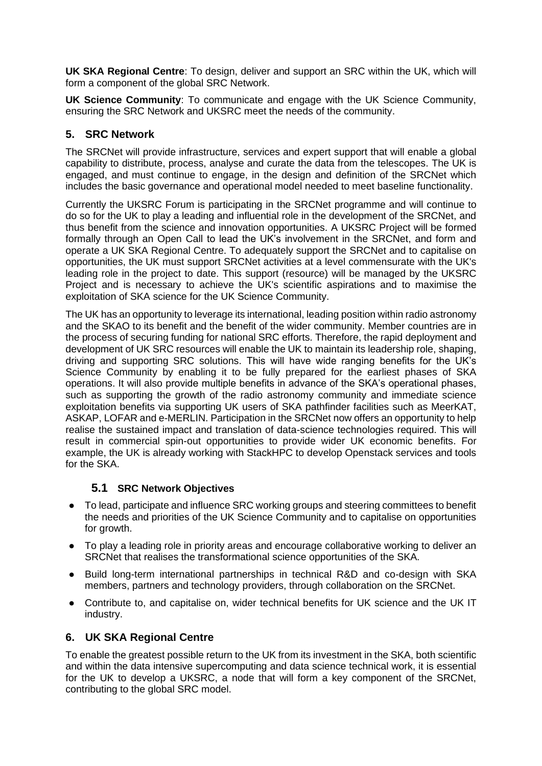**UK SKA Regional Centre**: To design, deliver and support an SRC within the UK, which will form a component of the global SRC Network.

**UK Science Community**: To communicate and engage with the UK Science Community, ensuring the SRC Network and UKSRC meet the needs of the community.

## 5. SRC Network

The SRCNet will provide infrastructure, services and expert support that will enable a global capability to distribute, process, analyse and curate the data from the telescopes. The UK is engaged, and must continue to engage, in the design and definition of the SRCNet which includes the basic governance and operational model needed to meet baseline functionality.

Currently the UKSRC Forum is participating in the SRCNet programme and will continue to do so for the UK to play a leading and influential role in the development of the SRCNet, and thus benefit from the science and innovation opportunities. A UKSRC Project will be formed formally through an Open Call to lead the UK's involvement in the SRCNet, and form and operate a UK SKA Regional Centre. To adequately support the SRCNet and to capitalise on opportunities, the UK must support SRCNet activities at a level commensurate with the UK's leading role in the project to date. This support (resource) will be managed by the UKSRC Project and is necessary to achieve the UK's scientific aspirations and to maximise the exploitation of SKA science for the UK Science Community.

The UK has an opportunity to leverage its international, leading position within radio astronomy and the SKAO to its benefit and the benefit of the wider community. Member countries are in the process of securing funding for national SRC efforts. Therefore, the rapid deployment and development of UK SRC resources will enable the UK to maintain its leadership role, shaping, driving and supporting SRC solutions. This will have wide ranging benefits for the UK's Science Community by enabling it to be fully prepared for the earliest phases of SKA operations. It will also provide multiple benefits in advance of the SKA's operational phases, such as supporting the growth of the radio astronomy community and immediate science exploitation benefits via supporting UK users of SKA pathfinder facilities such as MeerKAT, ASKAP, LOFAR and e-MERLIN. Participation in the SRCNet now offers an opportunity to help realise the sustained impact and translation of data-science technologies required. This will result in commercial spin-out opportunities to provide wider UK economic benefits. For example, the UK is already working with StackHPC to develop Openstack services and tools for the SKA.

### 5.1 SRC Network Objectives

- To lead, participate and influence SRC working groups and steering committees to benefit the needs and priorities of the UK Science Community and to capitalise on opportunities for growth.
- To play a leading role in priority areas and encourage collaborative working to deliver an SRCNet that realises the transformational science opportunities of the SKA.
- Build long-term international partnerships in technical R&D and co-design with SKA members, partners and technology providers, through collaboration on the SRCNet.
- Contribute to, and capitalise on, wider technical benefits for UK science and the UK IT industry.

## 6. UK SKA Regional Centre

To enable the greatest possible return to the UK from its investment in the SKA, both scientific and within the data intensive supercomputing and data science technical work, it is essential for the UK to develop a UKSRC, a node that will form a key component of the SRCNet, contributing to the global SRC model.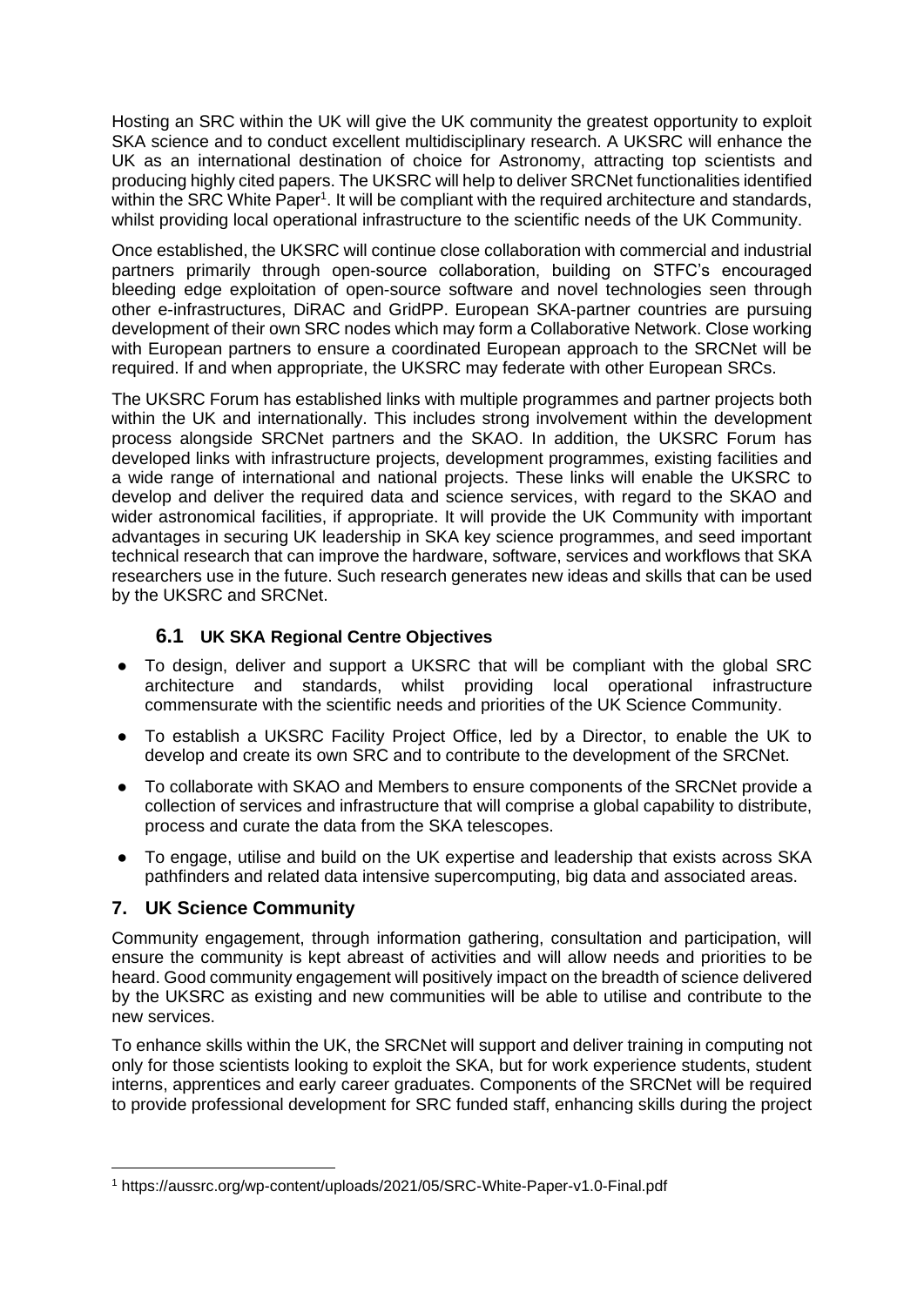Hosting an SRC within the UK will give the UK community the greatest opportunity to exploit SKA science and to conduct excellent multidisciplinary research. A UKSRC will enhance the UK as an international destination of choice for Astronomy, attracting top scientists and producing highly cited papers. The UKSRC will help to deliver SRCNet functionalities identified within the SRC White Paper[1]. It will be compliant with the required architecture and standards, whilst providing local operational infrastructure to the scientific needs of the UK Community.

Once established, the UKSRC will continue close collaboration with commercial and industrial partners primarily through open-source collaboration, building on STFC's encouraged bleeding edge exploitation of open-source software and novel technologies seen through other e-infrastructures, DiRAC and GridPP. European SKA-partner countries are pursuing development of their own SRC nodes which may form a Collaborative Network. Close working with European partners to ensure a coordinated European approach to the SRCNet will be required. If and when appropriate, the UKSRC may federate with other European SRCs.

The UKSRC Forum has established links with multiple programmes and partner projects both within the UK and internationally. This includes strong involvement within the development process alongside SRCNet partners and the SKAO. In addition, the UKSRC Forum has developed links with infrastructure projects, development programmes, existing facilities and a wide range of international and national projects. These links will enable the UKSRC to develop and deliver the required data and science services, with regard to the SKAO and wider astronomical facilities, if appropriate. It will provide the UK Community with important advantages in securing UK leadership in SKA key science programmes, and seed important technical research that can improve the hardware, software, services and workflows that SKA researchers use in the future. Such research generates new ideas and skills that can be used by the UKSRC and SRCNet.

### 6.1 UK SKA Regional Centre Objectives

- To design, deliver and support a UKSRC that will be compliant with the global SRC architecture and standards, whilst providing local operational infrastructure commensurate with the scientific needs and priorities of the UK Science Community.
- To establish a UKSRC Facility Project Office, led by a Director, to enable the UK to develop and create its own SRC and to contribute to the development of the SRCNet.
- To collaborate with SKAO and Members to ensure components of the SRCNet provide a collection of services and infrastructure that will comprise a global capability to distribute, process and curate the data from the SKA telescopes.
- To engage, utilise and build on the UK expertise and leadership that exists across SKA pathfinders and related data intensive supercomputing, big data and associated areas.

## 7. UK Science Community

Community engagement, through information gathering, consultation and participation, will ensure the community is kept abreast of activities and will allow needs and priorities to be heard. Good community engagement will positively impact on the breadth of science delivered by the UKSRC as existing and new communities will be able to utilise and contribute to the new services.

To enhance skills within the UK, the SRCNet will support and deliver training in computing not only for those scientists looking to exploit the SKA, but for work experience students, student interns, apprentices and early career graduates. Components of the SRCNet will be required to provide professional development for SRC funded staff, enhancing skills during the project

[1] https://aussrc.org/wp-content/uploads/2021/05/SRC-White-Paper-v1.0-Final.pdf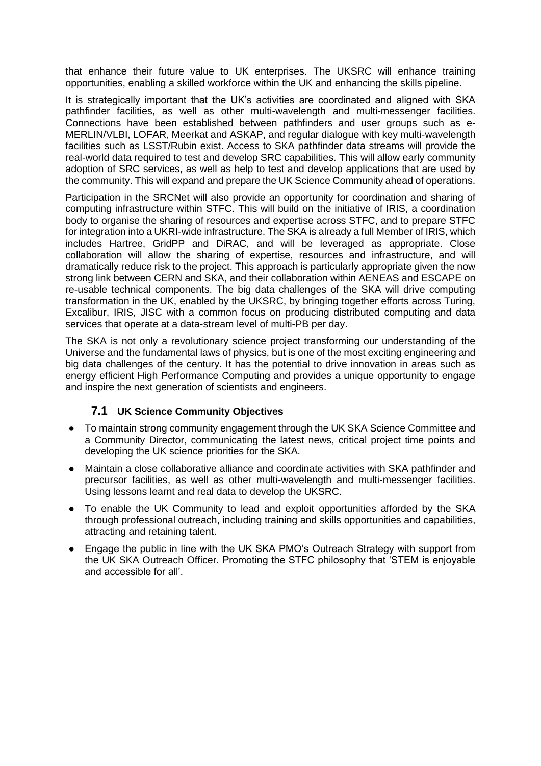that enhance their future value to UK enterprises. The UKSRC will enhance training opportunities, enabling a skilled workforce within the UK and enhancing the skills pipeline.

It is strategically important that the UK's activities are coordinated and aligned with SKA pathfinder facilities, as well as other multi-wavelength and multi-messenger facilities. Connections have been established between pathfinders and user groups such as e-MERLIN/VLBI, LOFAR, Meerkat and ASKAP, and regular dialogue with key multi-wavelength facilities such as LSST/Rubin exist. Access to SKA pathfinder data streams will provide the real-world data required to test and develop SRC capabilities. This will allow early community adoption of SRC services, as well as help to test and develop applications that are used by the community. This will expand and prepare the UK Science Community ahead of operations.

Participation in the SRCNet will also provide an opportunity for coordination and sharing of computing infrastructure within STFC. This will build on the initiative of IRIS, a coordination body to organise the sharing of resources and expertise across STFC, and to prepare STFC for integration into a UKRI-wide infrastructure. The SKA is already a full Member of IRIS, which includes Hartree, GridPP and DiRAC, and will be leveraged as appropriate. Close collaboration will allow the sharing of expertise, resources and infrastructure, and will dramatically reduce risk to the project. This approach is particularly appropriate given the now strong link between CERN and SKA, and their collaboration within AENEAS and ESCAPE on re-usable technical components. The big data challenges of the SKA will drive computing transformation in the UK, enabled by the UKSRC, by bringing together efforts across Turing, Excalibur, IRIS, JISC with a common focus on producing distributed computing and data services that operate at a data-stream level of multi-PB per day.

The SKA is not only a revolutionary science project transforming our understanding of the Universe and the fundamental laws of physics, but is one of the most exciting engineering and big data challenges of the century. It has the potential to drive innovation in areas such as energy efficient High Performance Computing and provides a unique opportunity to engage and inspire the next generation of scientists and engineers.

## 7.1 UK Science Community Objectives

- To maintain strong community engagement through the UK SKA Science Committee and a Community Director, communicating the latest news, critical project time points and developing the UK science priorities for the SKA.
- Maintain a close collaborative alliance and coordinate activities with SKA pathfinder and precursor facilities, as well as other multi-wavelength and multi-messenger facilities. Using lessons learnt and real data to develop the UKSRC.
- To enable the UK Community to lead and exploit opportunities afforded by the SKA through professional outreach, including training and skills opportunities and capabilities, attracting and retaining talent.
- Engage the public in line with the UK SKA PMO's Outreach Strategy with support from the UK SKA Outreach Officer. Promoting the STFC philosophy that 'STEM is enjoyable and accessible for all'.